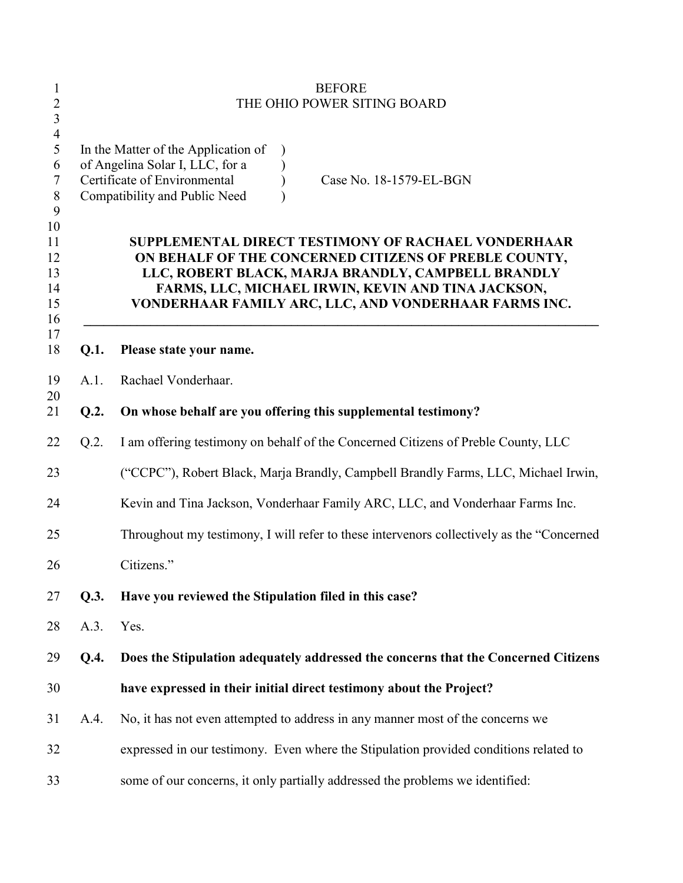BEFORE
THE OHIO POWER SITING BOARD

| | | |
|---|---|---|
| In the Matter of the Application of of Angelina Solar I, LLC, for a Certificate of Environmental Compatibility and Public Need | ) ) ) ) | Case No. 18-1579-EL-BGN |

**SUPPLEMENTAL DIRECT TESTIMONY OF RACHAEL VONDERHAAR ON BEHALF OF THE CONCERNED CITIZENS OF PREBLE COUNTY, LLC, ROBERT BLACK, MARJA BRANDLY, CAMPBELL BRANDLY FARMS, LLC, MICHAEL IRWIN, KEVIN AND TINA JACKSON, VONDERHAAR FAMILY ARC, LLC, AND VONDERHAAR FARMS INC.**

---

**Q.1. Please state your name.**

A.1. Rachael Vonderhaar.

**Q.2. On whose behalf are you offering this supplemental testimony?**

Q.2. I am offering testimony on behalf of the Concerned Citizens of Preble County, LLC ("CCPC"), Robert Black, Marja Brandly, Campbell Brandly Farms, LLC, Michael Irwin, Kevin and Tina Jackson, Vonderhaar Family ARC, LLC, and Vonderhaar Farms Inc. Throughout my testimony, I will refer to these intervenors collectively as the "Concerned Citizens."

**Q.3. Have you reviewed the Stipulation filed in this case?**

A.3. Yes.

**Q.4. Does the Stipulation adequately addressed the concerns that the Concerned Citizens have expressed in their initial direct testimony about the Project?**

A.4. No, it has not even attempted to address in any manner most of the concerns we expressed in our testimony. Even where the Stipulation provided conditions related to some of our concerns, it only partially addressed the problems we identified: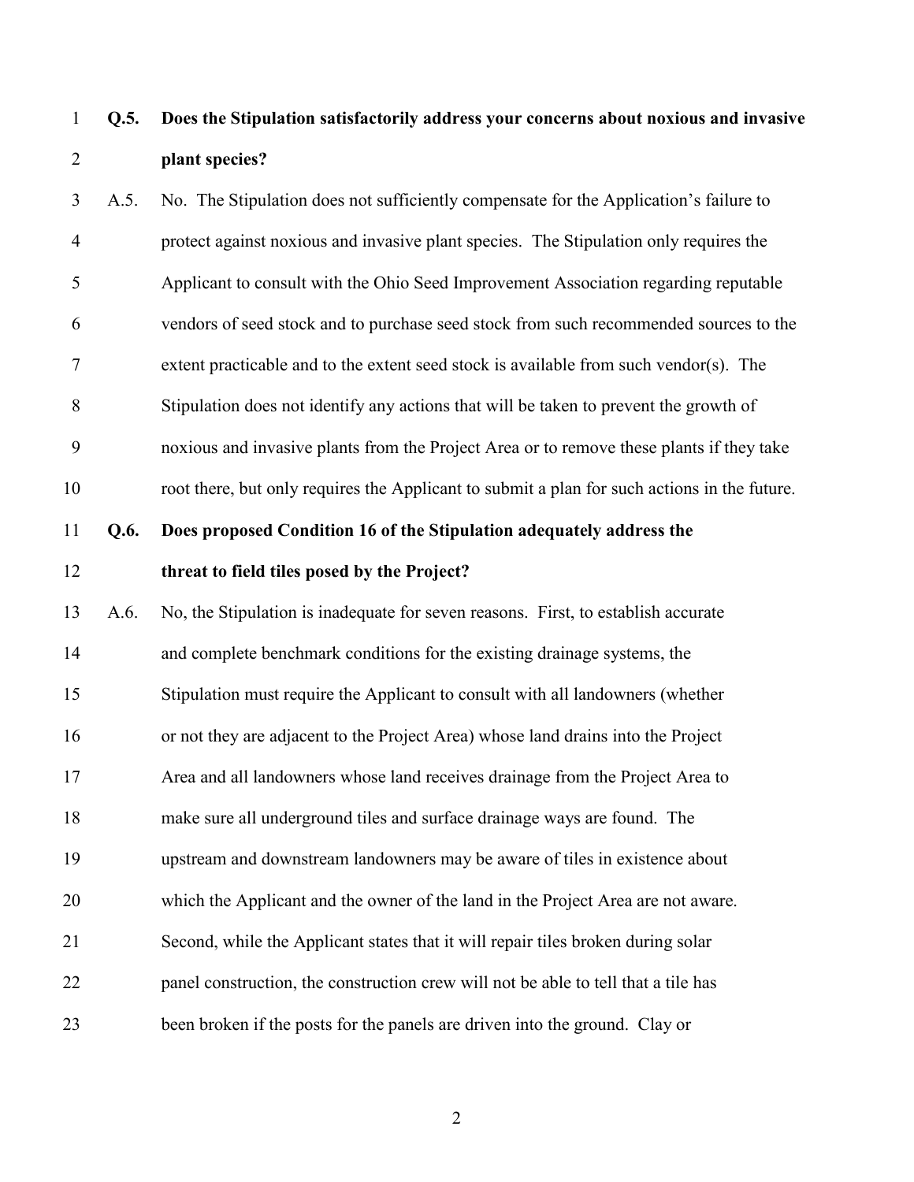**Q.5. Does the Stipulation satisfactorily address your concerns about noxious and invasive plant species?**

A.5. No. The Stipulation does not sufficiently compensate for the Application's failure to protect against noxious and invasive plant species. The Stipulation only requires the Applicant to consult with the Ohio Seed Improvement Association regarding reputable vendors of seed stock and to purchase seed stock from such recommended sources to the extent practicable and to the extent seed stock is available from such vendor(s). The Stipulation does not identify any actions that will be taken to prevent the growth of noxious and invasive plants from the Project Area or to remove these plants if they take root there, but only requires the Applicant to submit a plan for such actions in the future.

**Q.6. Does proposed Condition 16 of the Stipulation adequately address the threat to field tiles posed by the Project?**

A.6. No, the Stipulation is inadequate for seven reasons. First, to establish accurate and complete benchmark conditions for the existing drainage systems, the Stipulation must require the Applicant to consult with all landowners (whether or not they are adjacent to the Project Area) whose land drains into the Project Area and all landowners whose land receives drainage from the Project Area to make sure all underground tiles and surface drainage ways are found. The upstream and downstream landowners may be aware of tiles in existence about which the Applicant and the owner of the land in the Project Area are not aware. Second, while the Applicant states that it will repair tiles broken during solar panel construction, the construction crew will not be able to tell that a tile has been broken if the posts for the panels are driven into the ground. Clay or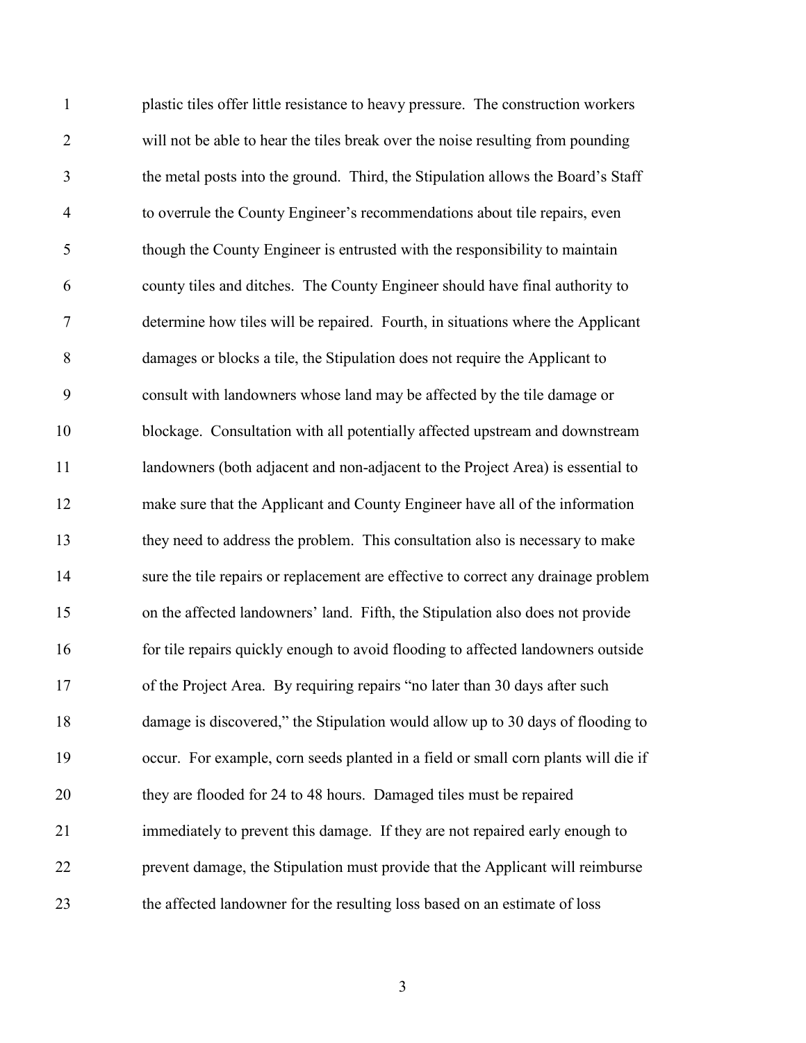plastic tiles offer little resistance to heavy pressure. The construction workers will not be able to hear the tiles break over the noise resulting from pounding the metal posts into the ground. Third, the Stipulation allows the Board's Staff to overrule the County Engineer's recommendations about tile repairs, even though the County Engineer is entrusted with the responsibility to maintain county tiles and ditches. The County Engineer should have final authority to determine how tiles will be repaired. Fourth, in situations where the Applicant damages or blocks a tile, the Stipulation does not require the Applicant to consult with landowners whose land may be affected by the tile damage or blockage. Consultation with all potentially affected upstream and downstream landowners (both adjacent and non-adjacent to the Project Area) is essential to make sure that the Applicant and County Engineer have all of the information they need to address the problem. This consultation also is necessary to make sure the tile repairs or replacement are effective to correct any drainage problem on the affected landowners' land. Fifth, the Stipulation also does not provide for tile repairs quickly enough to avoid flooding to affected landowners outside of the Project Area. By requiring repairs "no later than 30 days after such damage is discovered," the Stipulation would allow up to 30 days of flooding to occur. For example, corn seeds planted in a field or small corn plants will die if they are flooded for 24 to 48 hours. Damaged tiles must be repaired immediately to prevent this damage. If they are not repaired early enough to prevent damage, the Stipulation must provide that the Applicant will reimburse the affected landowner for the resulting loss based on an estimate of loss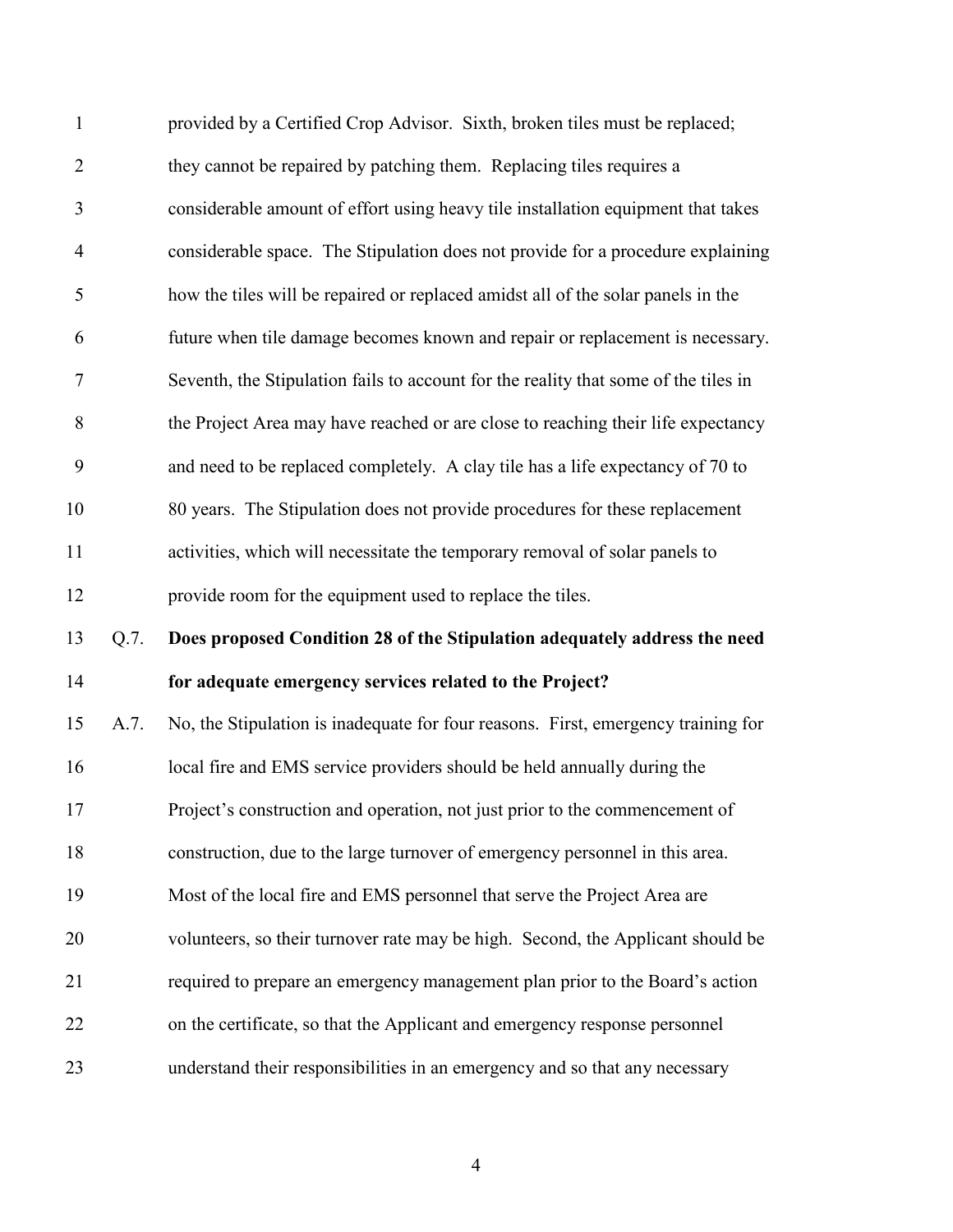provided by a Certified Crop Advisor. Sixth, broken tiles must be replaced; they cannot be repaired by patching them. Replacing tiles requires a considerable amount of effort using heavy tile installation equipment that takes considerable space. The Stipulation does not provide for a procedure explaining how the tiles will be repaired or replaced amidst all of the solar panels in the future when tile damage becomes known and repair or replacement is necessary. Seventh, the Stipulation fails to account for the reality that some of the tiles in the Project Area may have reached or are close to reaching their life expectancy and need to be replaced completely. A clay tile has a life expectancy of 70 to 80 years. The Stipulation does not provide procedures for these replacement activities, which will necessitate the temporary removal of solar panels to provide room for the equipment used to replace the tiles.

**Q.7. Does proposed Condition 28 of the Stipulation adequately address the need for adequate emergency services related to the Project?**

A.7. No, the Stipulation is inadequate for four reasons. First, emergency training for local fire and EMS service providers should be held annually during the Project's construction and operation, not just prior to the commencement of construction, due to the large turnover of emergency personnel in this area. Most of the local fire and EMS personnel that serve the Project Area are volunteers, so their turnover rate may be high. Second, the Applicant should be required to prepare an emergency management plan prior to the Board's action on the certificate, so that the Applicant and emergency response personnel understand their responsibilities in an emergency and so that any necessary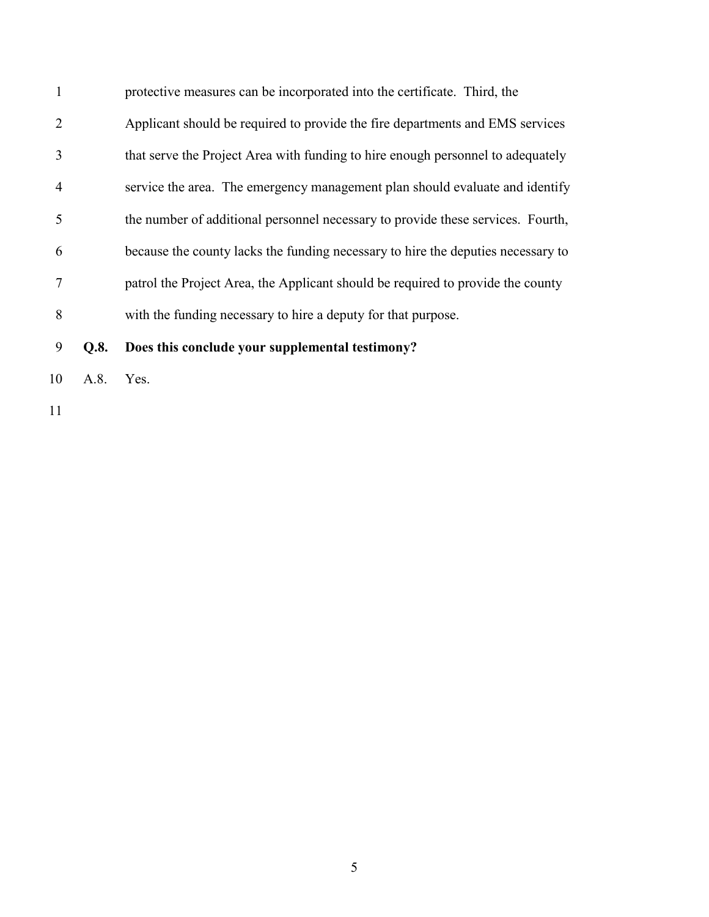protective measures can be incorporated into the certificate. Third, the Applicant should be required to provide the fire departments and EMS services that serve the Project Area with funding to hire enough personnel to adequately service the area. The emergency management plan should evaluate and identify the number of additional personnel necessary to provide these services. Fourth, because the county lacks the funding necessary to hire the deputies necessary to patrol the Project Area, the Applicant should be required to provide the county with the funding necessary to hire a deputy for that purpose.

**Q.8. Does this conclude your supplemental testimony?**

A.8. Yes.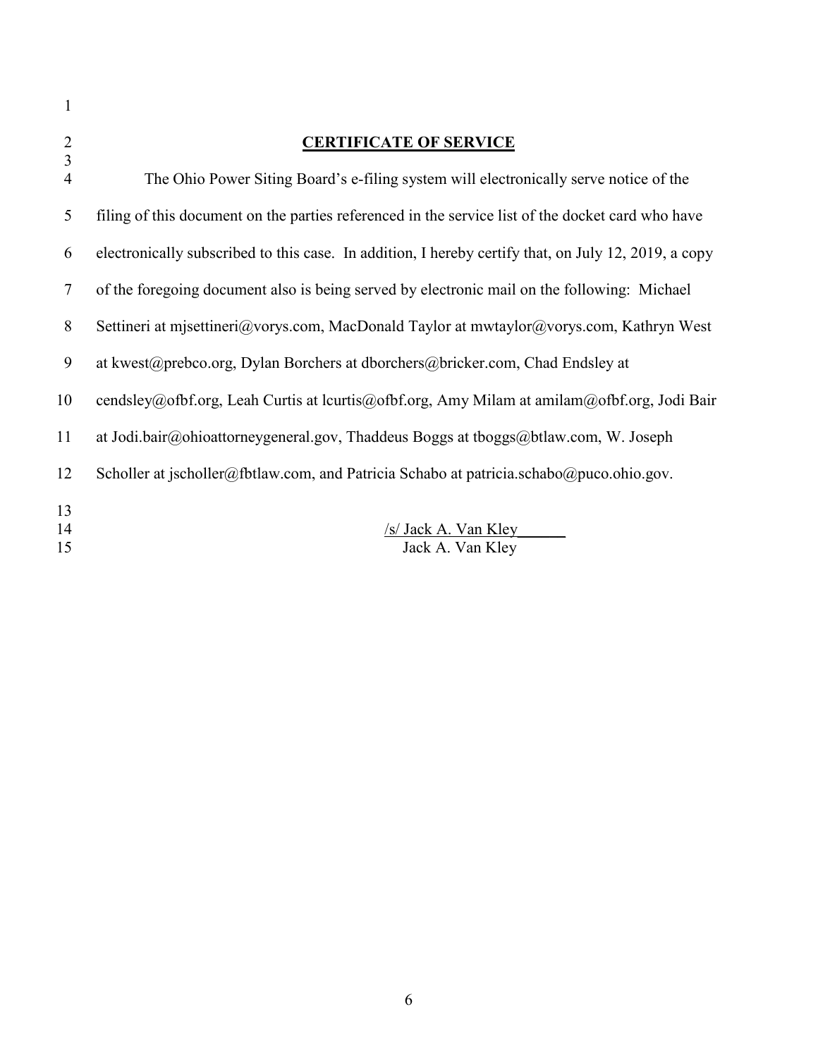## CERTIFICATE OF SERVICE

The Ohio Power Siting Board's e-filing system will electronically serve notice of the filing of this document on the parties referenced in the service list of the docket card who have electronically subscribed to this case. In addition, I hereby certify that, on July 12, 2019, a copy of the foregoing document also is being served by electronic mail on the following: Michael Settineri at mjsettineri@vorys.com, MacDonald Taylor at mwtaylor@vorys.com, Kathryn West at kwest@prebco.org, Dylan Borchers at dborchers@bricker.com, Chad Endsley at cendsley@ofbf.org, Leah Curtis at lcurtis@ofbf.org, Amy Milam at amilam@ofbf.org, Jodi Bair at Jodi.bair@ohioattorneygeneral.gov, Thaddeus Boggs at tboggs@btlaw.com, W. Joseph Scholler at jscholler@fbtlaw.com, and Patricia Schabo at patricia.schabo@puco.ohio.gov.

/s/ Jack A. Van Kley
Jack A. Van Kley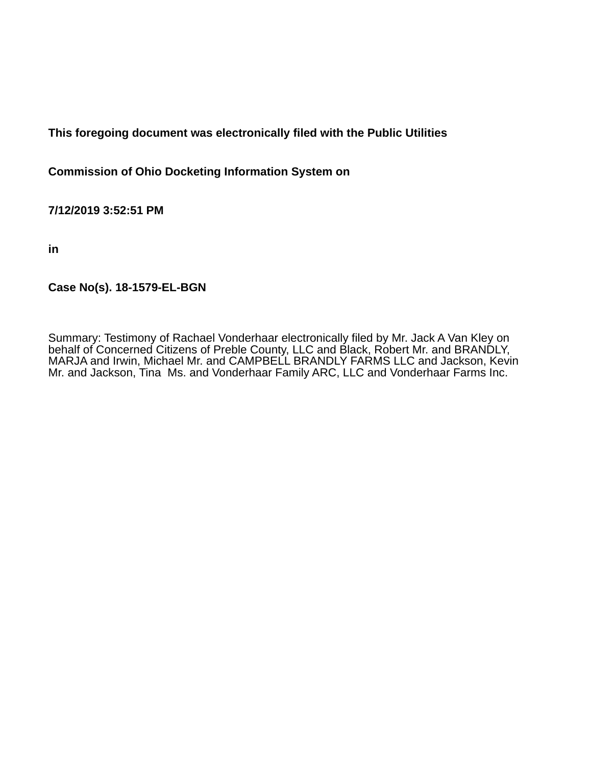**This foregoing document was electronically filed with the Public Utilities**

**Commission of Ohio Docketing Information System on**

**7/12/2019 3:52:51 PM**

**in**

**Case No(s). 18-1579-EL-BGN**

Summary: Testimony of Rachael Vonderhaar electronically filed by Mr. Jack A Van Kley on behalf of Concerned Citizens of Preble County, LLC and Black, Robert Mr. and BRANDLY, MARJA and Irwin, Michael Mr. and CAMPBELL BRANDLY FARMS LLC and Jackson, Kevin Mr. and Jackson, Tina Ms. and Vonderhaar Family ARC, LLC and Vonderhaar Farms Inc.